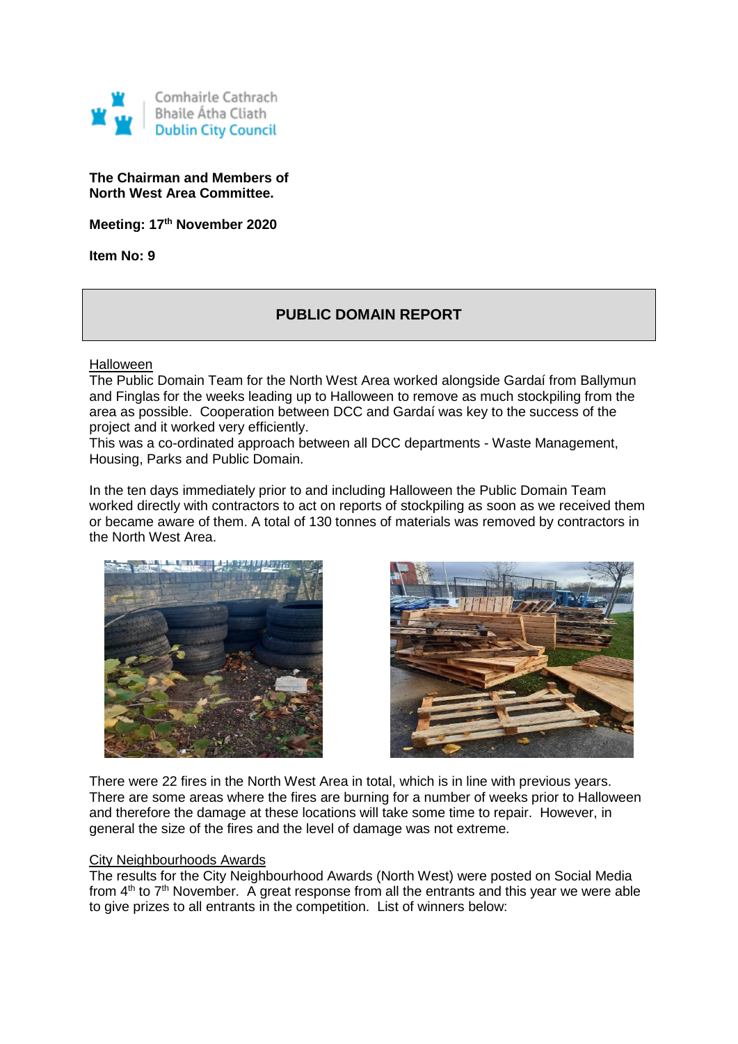Comhairle Cathrach
Bhaile Átha Cliath
Dublin City Council

**The Chairman and Members of**
**North West Area Committee.**

**Meeting: 17th November 2020**

**Item No: 9**

## PUBLIC DOMAIN REPORT

### Halloween

The Public Domain Team for the North West Area worked alongside Gardaí from Ballymun and Finglas for the weeks leading up to Halloween to remove as much stockpiling from the area as possible. Cooperation between DCC and Gardaí was key to the success of the project and it worked very efficiently.
This was a co-ordinated approach between all DCC departments - Waste Management, Housing, Parks and Public Domain.

In the ten days immediately prior to and including Halloween the Public Domain Team worked directly with contractors to act on reports of stockpiling as soon as we received them or became aware of them. A total of 130 tonnes of materials was removed by contractors in the North West Area.

There were 22 fires in the North West Area in total, which is in line with previous years. There are some areas where the fires are burning for a number of weeks prior to Halloween and therefore the damage at these locations will take some time to repair. However, in general the size of the fires and the level of damage was not extreme.

### City Neighbourhoods Awards

The results for the City Neighbourhood Awards (North West) were posted on Social Media from 4th to 7th November. A great response from all the entrants and this year we were able to give prizes to all entrants in the competition. List of winners below: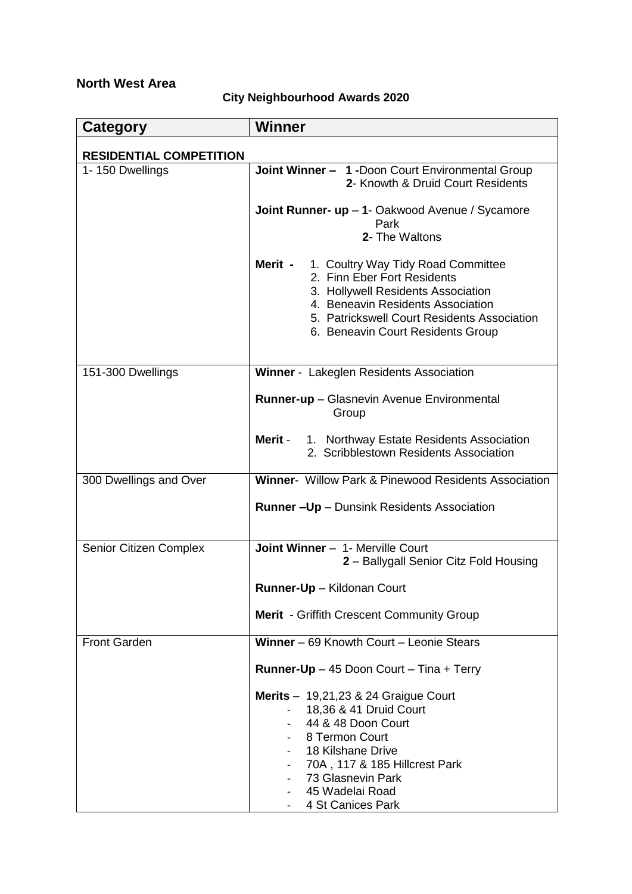**North West Area**

**City Neighbourhood Awards 2020**

| Category | Winner |
|---|---|
| **RESIDENTIAL COMPETITION** | |
| 1- 150 Dwellings | **Joint Winner – 1** -Doon Court Environmental Group<br>**2**- Knowth & Druid Court Residents<br><br>**Joint Runner- up** – **1**- Oakwood Avenue / Sycamore Park<br>**2**- The Waltons<br><br>**Merit -** 1. Coultry Way Tidy Road Committee<br>2. Finn Eber Fort Residents<br>3. Hollywell Residents Association<br>4. Beneavin Residents Association<br>5. Patrickswell Court Residents Association<br>6. Beneavin Court Residents Group |
| 151-300 Dwellings | **Winner** - Lakeglen Residents Association<br><br>**Runner-up** – Glasnevin Avenue Environmental Group<br><br>**Merit** - 1. Northway Estate Residents Association<br>2. Scribblestown Residents Association |
| 300 Dwellings and Over | **Winner**- Willow Park & Pinewood Residents Association<br><br>**Runner –Up** – Dunsink Residents Association |
| Senior Citizen Complex | **Joint Winner** – 1- Merville Court<br>**2** – Ballygall Senior Citz Fold Housing<br><br>**Runner-Up** – Kildonan Court<br><br>**Merit** - Griffith Crescent Community Group |
| Front Garden | **Winner** – 69 Knowth Court – Leonie Stears<br><br>**Runner-Up** – 45 Doon Court – Tina + Terry<br><br>**Merits** – 19,21,23 & 24 Graigue Court<br>- 18,36 & 41 Druid Court<br>- 44 & 48 Doon Court<br>- 8 Termon Court<br>- 18 Kilshane Drive<br>- 70A , 117 & 185 Hillcrest Park<br>- 73 Glasnevin Park<br>- 45 Wadelai Road<br>- 4 St Canices Park |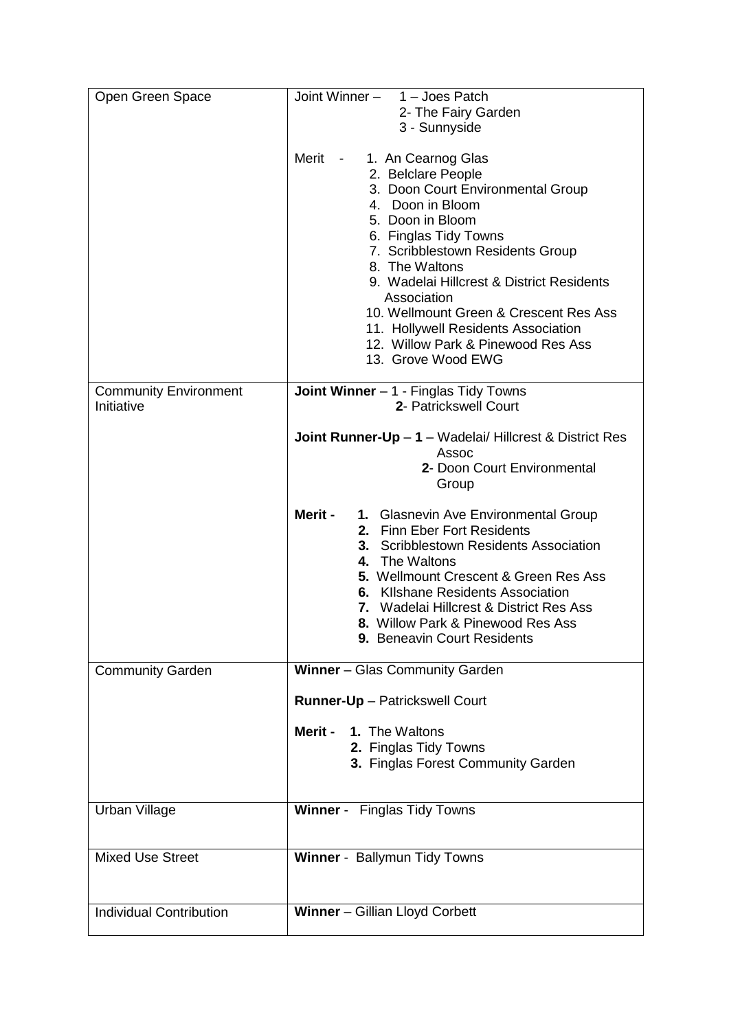| | |
|---|---|
| Open Green Space | Joint Winner – 1 – Joes Patch<br>2- The Fairy Garden<br>3 - Sunnyside<br><br>Merit - 1. An Cearnog Glas<br>2. Belclare People<br>3. Doon Court Environmental Group<br>4. Doon in Bloom<br>5. Doon in Bloom<br>6. Finglas Tidy Towns<br>7. Scribblestown Residents Group<br>8. The Waltons<br>9. Wadelai Hillcrest & District Residents Association<br>10. Wellmount Green & Crescent Res Ass<br>11. Hollywell Residents Association<br>12. Willow Park & Pinewood Res Ass<br>13. Grove Wood EWG |
| Community Environment Initiative | **Joint Winner** – 1 - Finglas Tidy Towns<br>**2**- Patrickswell Court<br><br>**Joint Runner-Up** – **1** – Wadelai/ Hillcrest & District Res Assoc<br>**2**- Doon Court Environmental Group<br><br>**Merit -** **1.** Glasnevin Ave Environmental Group<br>**2.** Finn Eber Fort Residents<br>**3.** Scribblestown Residents Association<br>**4.** The Waltons<br>**5.** Wellmount Crescent & Green Res Ass<br>**6.** KIlshane Residents Association<br>**7.** Wadelai Hillcrest & District Res Ass<br>**8.** Willow Park & Pinewood Res Ass<br>**9.** Beneavin Court Residents |
| Community Garden | **Winner** – Glas Community Garden<br><br>**Runner-Up** – Patrickswell Court<br><br>**Merit -** **1.** The Waltons<br>**2.** Finglas Tidy Towns<br>**3.** Finglas Forest Community Garden |
| Urban Village | **Winner** - Finglas Tidy Towns |
| Mixed Use Street | **Winner** - Ballymun Tidy Towns |
| Individual Contribution | **Winner** – Gillian Lloyd Corbett |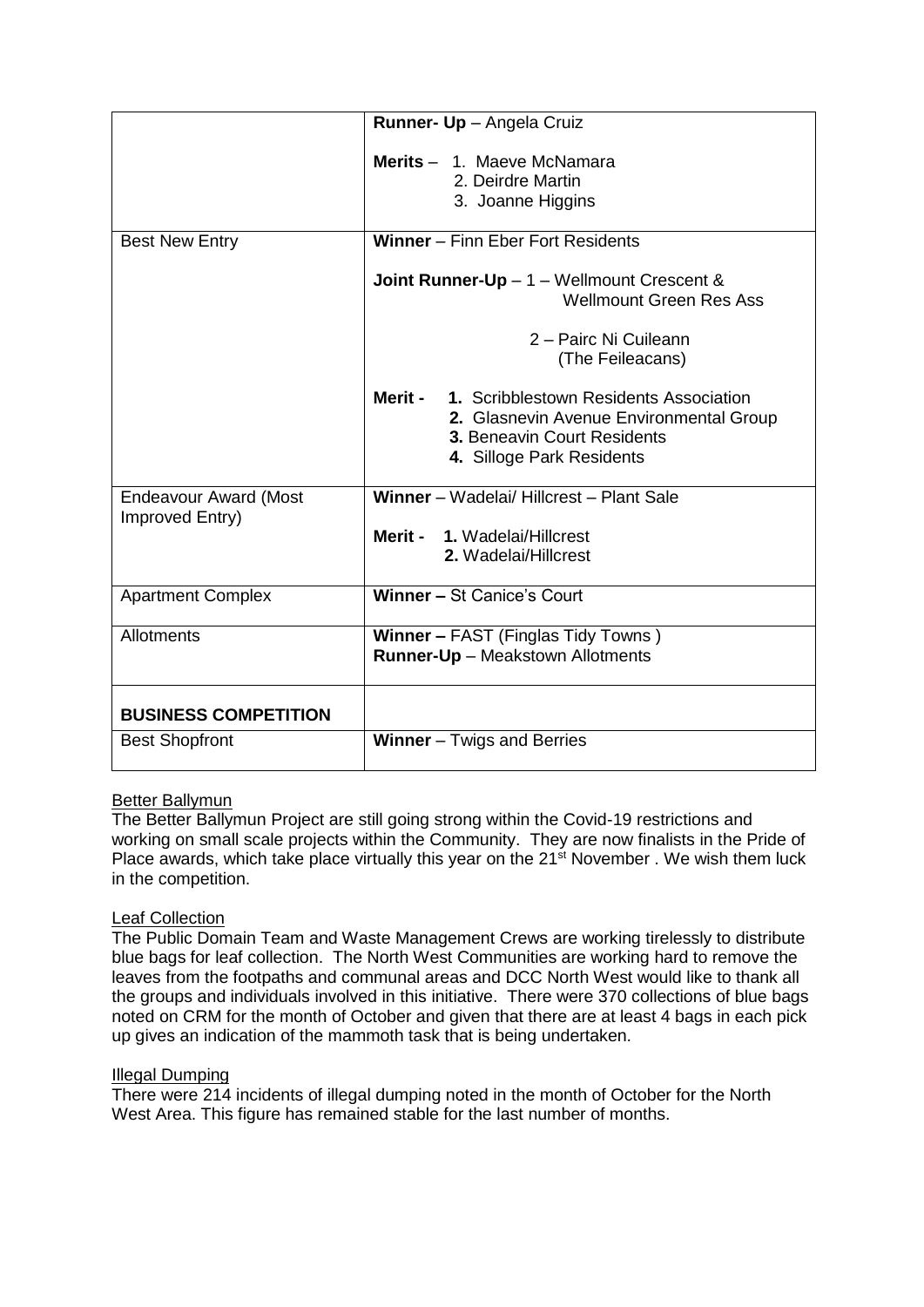| | |
|---|---|
| | **Runner- Up** – Angela Cruiz<br><br>**Merits** – 1. Maeve McNamara<br>2. Deirdre Martin<br>3. Joanne Higgins |
| Best New Entry | **Winner** – Finn Eber Fort Residents<br><br>**Joint Runner-Up** – 1 – Wellmount Crescent & Wellmount Green Res Ass<br><br>2 – Pairc Ni Cuileann (The Feileacans)<br><br>**Merit -** **1.** Scribblestown Residents Association<br>**2.** Glasnevin Avenue Environmental Group<br>**3.** Beneavin Court Residents<br>**4.** Silloge Park Residents |
| Endeavour Award (Most Improved Entry) | **Winner** – Wadelai/ Hillcrest – Plant Sale<br><br>**Merit -** **1.** Wadelai/Hillcrest<br>**2.** Wadelai/Hillcrest |
| Apartment Complex | **Winner –** St Canice's Court |
| Allotments | **Winner –** FAST (Finglas Tidy Towns )<br>**Runner-Up** – Meakstown Allotments |
| **BUSINESS COMPETITION** | |
| Best Shopfront | **Winner** – Twigs and Berries |

## Better Ballymun

The Better Ballymun Project are still going strong within the Covid-19 restrictions and working on small scale projects within the Community. They are now finalists in the Pride of Place awards, which take place virtually this year on the 21st November . We wish them luck in the competition.

## Leaf Collection

The Public Domain Team and Waste Management Crews are working tirelessly to distribute blue bags for leaf collection. The North West Communities are working hard to remove the leaves from the footpaths and communal areas and DCC North West would like to thank all the groups and individuals involved in this initiative. There were 370 collections of blue bags noted on CRM for the month of October and given that there are at least 4 bags in each pick up gives an indication of the mammoth task that is being undertaken.

## Illegal Dumping

There were 214 incidents of illegal dumping noted in the month of October for the North West Area. This figure has remained stable for the last number of months.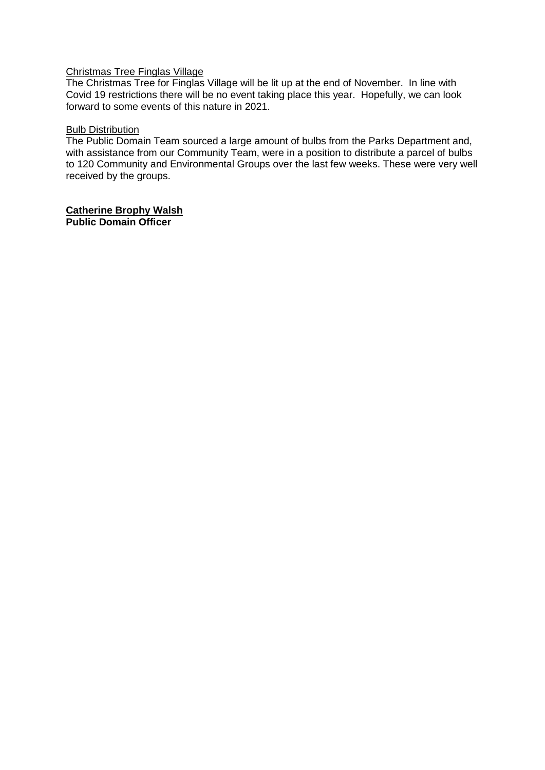Christmas Tree Finglas Village

The Christmas Tree for Finglas Village will be lit up at the end of November. In line with Covid 19 restrictions there will be no event taking place this year. Hopefully, we can look forward to some events of this nature in 2021.

Bulb Distribution

The Public Domain Team sourced a large amount of bulbs from the Parks Department and, with assistance from our Community Team, were in a position to distribute a parcel of bulbs to 120 Community and Environmental Groups over the last few weeks. These were very well received by the groups.

**Catherine Brophy Walsh**
**Public Domain Officer**